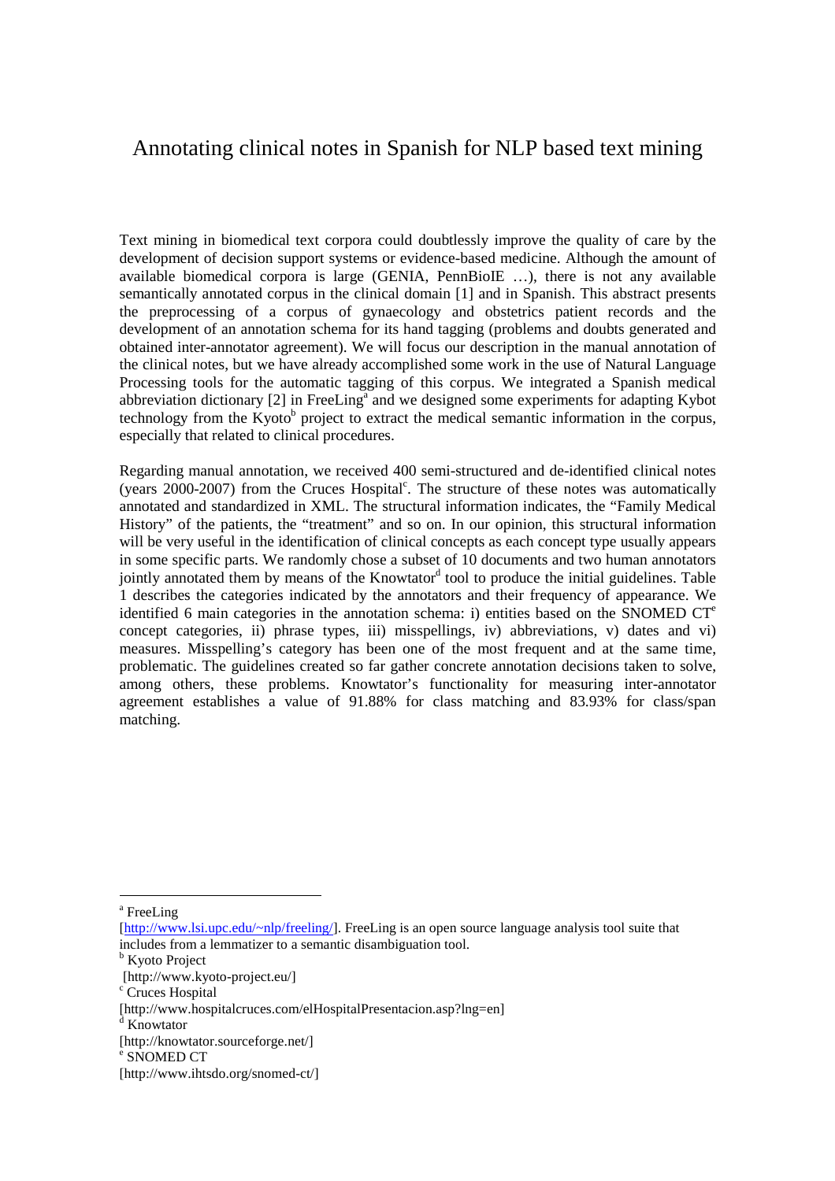# Annotating clinical notes in Spanish for NLP based text mining

Text mining in biomedical text corpora could doubtlessly improve the quality of care by the development of decision support systems or evidence-based medicine. Although the amount of available biomedical corpora is large (GENIA, PennBioIE …), there is not any available semantically annotated corpus in the clinical domain [1] and in Spanish. This abstract presents the preprocessing of a corpus of gynaecology and obstetrics patient records and the development of an annotation schema for its hand tagging (problems and doubts generated and obtained inter-annotator agreement). We will focus our description in the manual annotation of the clinical notes, but we have already accomplished some work in the use of Natural Language Processing tools for the automatic tagging of this corpus. We integrated a Spanish medical abbreviation dictionary [2] in FreeLing[a] and we designed some experiments for adapting Kybot technology from the Kyoto[b] project to extract the medical semantic information in the corpus, especially that related to clinical procedures.

Regarding manual annotation, we received 400 semi-structured and de-identified clinical notes (years 2000-2007) from the Cruces Hospital[c]. The structure of these notes was automatically annotated and standardized in XML. The structural information indicates, the "Family Medical History" of the patients, the "treatment" and so on. In our opinion, this structural information will be very useful in the identification of clinical concepts as each concept type usually appears in some specific parts. We randomly chose a subset of 10 documents and two human annotators jointly annotated them by means of the Knowtator[d] tool to produce the initial guidelines. Table 1 describes the categories indicated by the annotators and their frequency of appearance. We identified 6 main categories in the annotation schema: i) entities based on the SNOMED CT[e] concept categories, ii) phrase types, iii) misspellings, iv) abbreviations, v) dates and vi) measures. Misspelling's category has been one of the most frequent and at the same time, problematic. The guidelines created so far gather concrete annotation decisions taken to solve, among others, these problems. Knowtator's functionality for measuring inter-annotator agreement establishes a value of 91.88% for class matching and 83.93% for class/span matching.

---

[a] FreeLing
[http://www.lsi.upc.edu/~nlp/freeling/]. FreeLing is an open source language analysis tool suite that includes from a lemmatizer to a semantic disambiguation tool.

[b] Kyoto Project
[http://www.kyoto-project.eu/]

[c] Cruces Hospital
[http://www.hospitalcruces.com/elHospitalPresentacion.asp?lng=en]

[d] Knowtator
[http://knowtator.sourceforge.net/]

[e] SNOMED CT
[http://www.ihtsdo.org/snomed-ct/]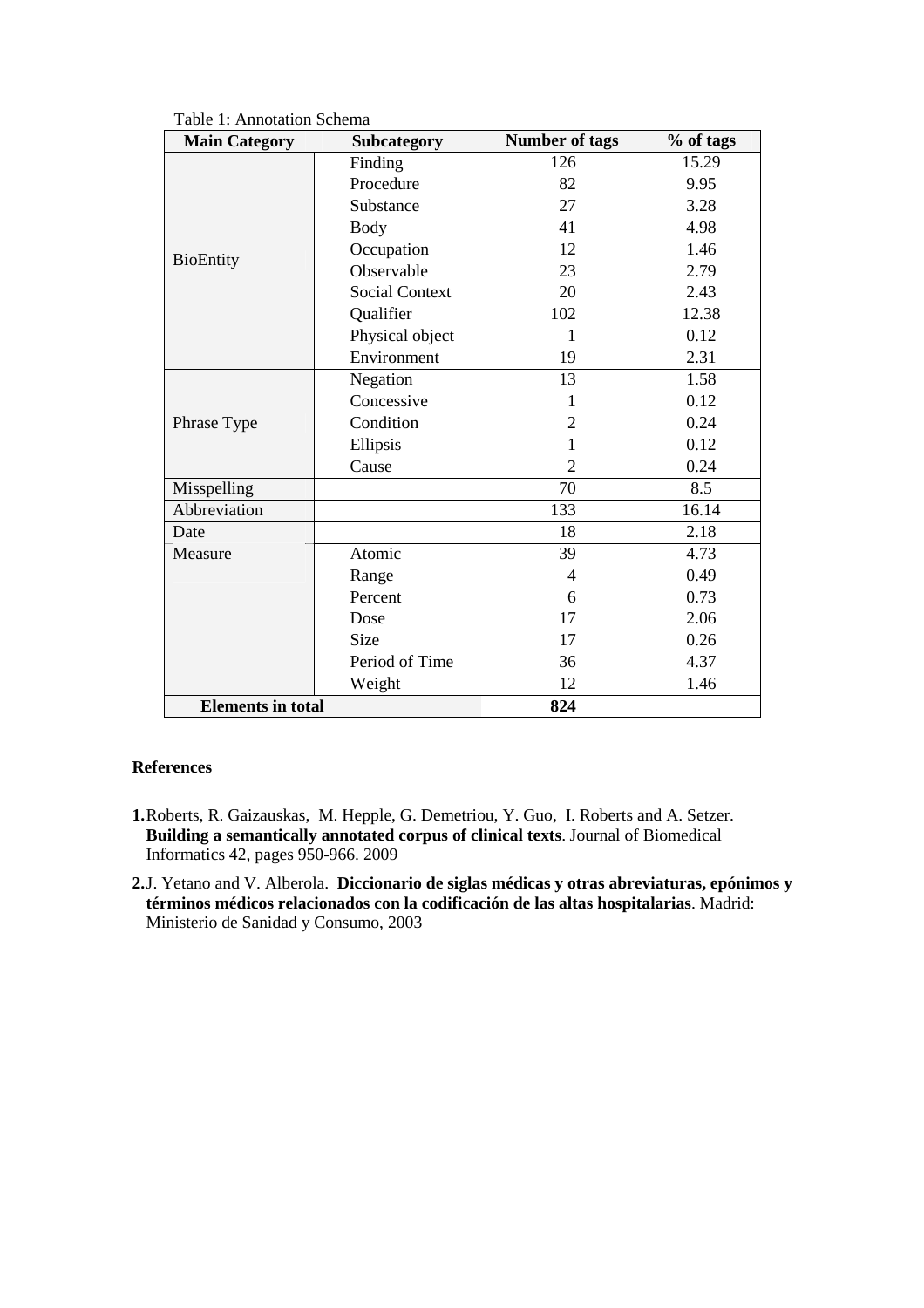Table 1: Annotation Schema

| Main Category | Subcategory | Number of tags | % of tags |
|---|---|---|---|
| BioEntity | Finding | 126 | 15.29 |
| | Procedure | 82 | 9.95 |
| | Substance | 27 | 3.28 |
| | Body | 41 | 4.98 |
| | Occupation | 12 | 1.46 |
| | Observable | 23 | 2.79 |
| | Social Context | 20 | 2.43 |
| | Qualifier | 102 | 12.38 |
| | Physical object | 1 | 0.12 |
| | Environment | 19 | 2.31 |
| Phrase Type | Negation | 13 | 1.58 |
| | Concessive | 1 | 0.12 |
| | Condition | 2 | 0.24 |
| | Ellipsis | 1 | 0.12 |
| | Cause | 2 | 0.24 |
| Misspelling | | 70 | 8.5 |
| Abbreviation | | 133 | 16.14 |
| Date | | 18 | 2.18 |
| Measure | Atomic | 39 | 4.73 |
| | Range | 4 | 0.49 |
| | Percent | 6 | 0.73 |
| | Dose | 17 | 2.06 |
| | Size | 17 | 0.26 |
| | Period of Time | 36 | 4.37 |
| | Weight | 12 | 1.46 |
| **Elements in total** | | **824** | |

**References**

1. Roberts, R. Gaizauskas, M. Hepple, G. Demetriou, Y. Guo, I. Roberts and A. Setzer. **Building a semantically annotated corpus of clinical texts**. Journal of Biomedical Informatics 42, pages 950-966. 2009

2. J. Yetano and V. Alberola. **Diccionario de siglas médicas y otras abreviaturas, epónimos y términos médicos relacionados con la codificación de las altas hospitalarias**. Madrid: Ministerio de Sanidad y Consumo, 2003